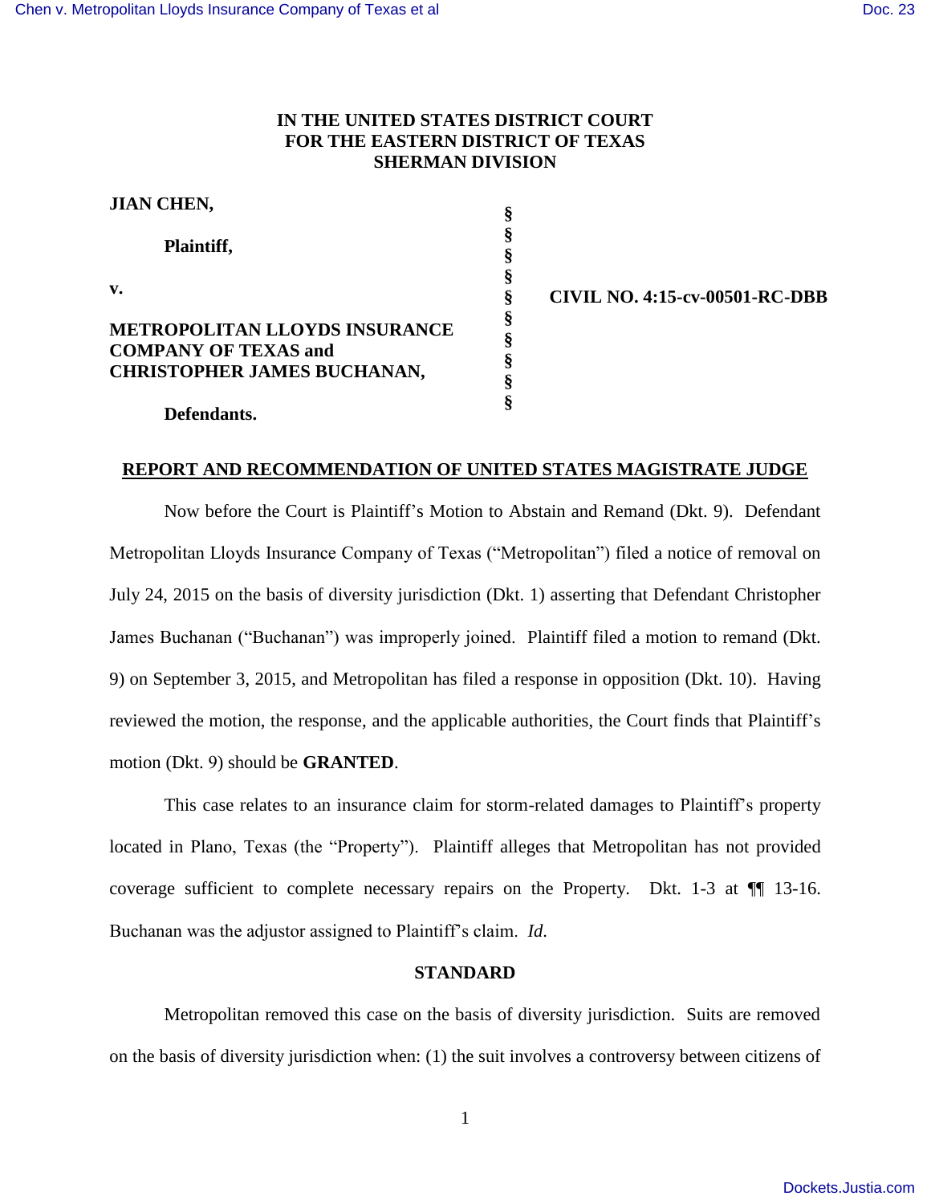# IN THE UNITED STATES DISTRICT COURT FOR THE EASTERN DISTRICT OF TEXAS SHERMAN DIVISION

| | | |
|---|---|---|
| **JIAN CHEN,** | § | |
| **Plaintiff,** | § | |
| | § | |
| **v.** | § | **CIVIL NO. 4:15-cv-00501-RC-DBB** |
| | § | |
| **METROPOLITAN LLOYDS INSURANCE COMPANY OF TEXAS and CHRISTOPHER JAMES BUCHANAN,** | § | |
| | § | |
| **Defendants.** | § | |

## REPORT AND RECOMMENDATION OF UNITED STATES MAGISTRATE JUDGE

Now before the Court is Plaintiff's Motion to Abstain and Remand (Dkt. 9). Defendant Metropolitan Lloyds Insurance Company of Texas ("Metropolitan") filed a notice of removal on July 24, 2015 on the basis of diversity jurisdiction (Dkt. 1) asserting that Defendant Christopher James Buchanan ("Buchanan") was improperly joined. Plaintiff filed a motion to remand (Dkt. 9) on September 3, 2015, and Metropolitan has filed a response in opposition (Dkt. 10). Having reviewed the motion, the response, and the applicable authorities, the Court finds that Plaintiff's motion (Dkt. 9) should be **GRANTED**.

This case relates to an insurance claim for storm-related damages to Plaintiff's property located in Plano, Texas (the "Property"). Plaintiff alleges that Metropolitan has not provided coverage sufficient to complete necessary repairs on the Property. Dkt. 1-3 at ¶¶ 13-16. Buchanan was the adjustor assigned to Plaintiff's claim. *Id.*

### STANDARD

Metropolitan removed this case on the basis of diversity jurisdiction. Suits are removed on the basis of diversity jurisdiction when: (1) the suit involves a controversy between citizens of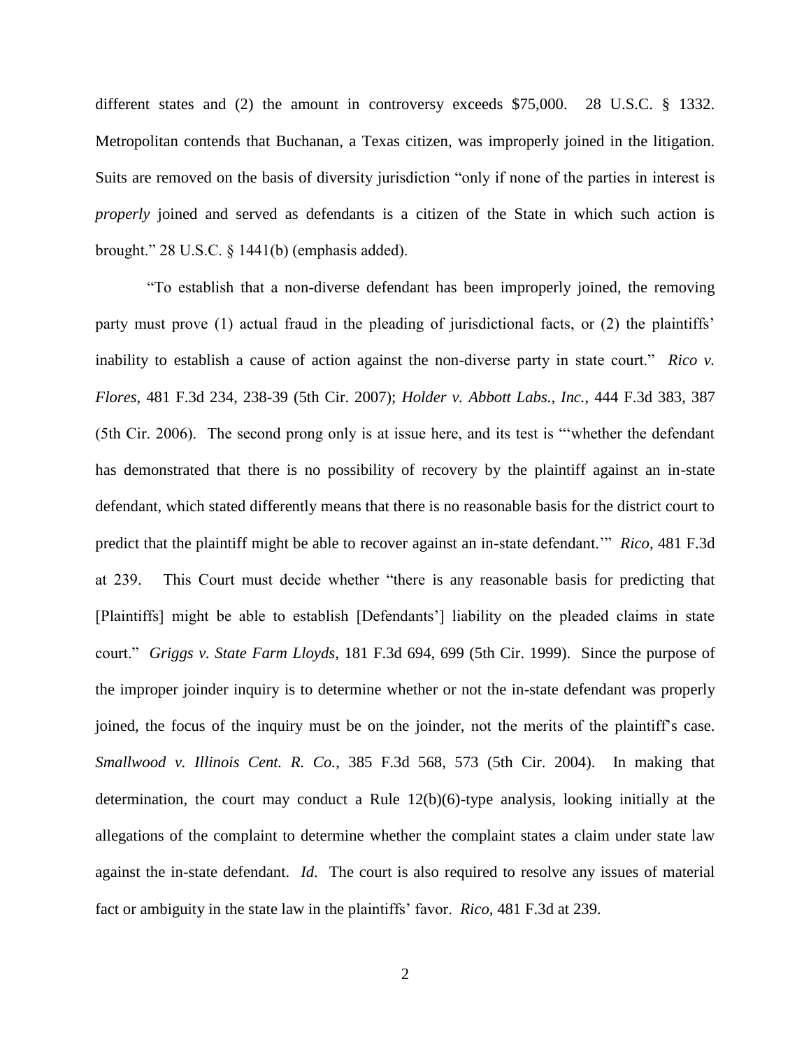different states and (2) the amount in controversy exceeds $75,000. 28 U.S.C. § 1332. Metropolitan contends that Buchanan, a Texas citizen, was improperly joined in the litigation. Suits are removed on the basis of diversity jurisdiction "only if none of the parties in interest is *properly* joined and served as defendants is a citizen of the State in which such action is brought." 28 U.S.C. § 1441(b) (emphasis added).

"To establish that a non-diverse defendant has been improperly joined, the removing party must prove (1) actual fraud in the pleading of jurisdictional facts, or (2) the plaintiffs' inability to establish a cause of action against the non-diverse party in state court." *Rico v. Flores*, 481 F.3d 234, 238-39 (5th Cir. 2007); *Holder v. Abbott Labs., Inc.*, 444 F.3d 383, 387 (5th Cir. 2006). The second prong only is at issue here, and its test is "'whether the defendant has demonstrated that there is no possibility of recovery by the plaintiff against an in-state defendant, which stated differently means that there is no reasonable basis for the district court to predict that the plaintiff might be able to recover against an in-state defendant.'" *Rico*, 481 F.3d at 239. This Court must decide whether "there is any reasonable basis for predicting that [Plaintiffs] might be able to establish [Defendants'] liability on the pleaded claims in state court." *Griggs v. State Farm Lloyds*, 181 F.3d 694, 699 (5th Cir. 1999). Since the purpose of the improper joinder inquiry is to determine whether or not the in-state defendant was properly joined, the focus of the inquiry must be on the joinder, not the merits of the plaintiff's case. *Smallwood v. Illinois Cent. R. Co.*, 385 F.3d 568, 573 (5th Cir. 2004). In making that determination, the court may conduct a Rule 12(b)(6)-type analysis, looking initially at the allegations of the complaint to determine whether the complaint states a claim under state law against the in-state defendant. *Id.* The court is also required to resolve any issues of material fact or ambiguity in the state law in the plaintiffs' favor. *Rico*, 481 F.3d at 239.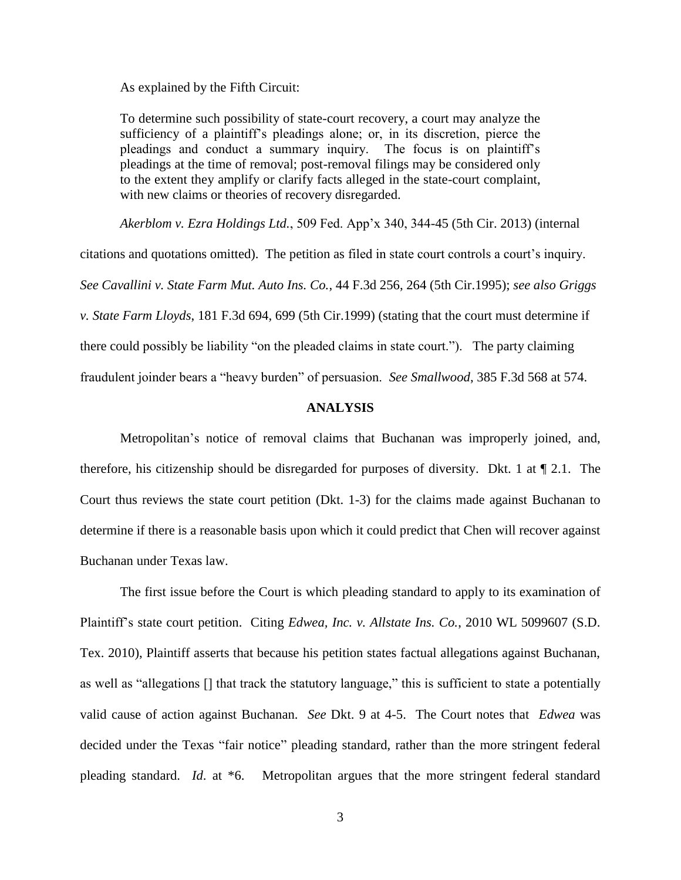As explained by the Fifth Circuit:

> To determine such possibility of state-court recovery, a court may analyze the sufficiency of a plaintiff's pleadings alone; or, in its discretion, pierce the pleadings and conduct a summary inquiry. The focus is on plaintiff's pleadings at the time of removal; post-removal filings may be considered only to the extent they amplify or clarify facts alleged in the state-court complaint, with new claims or theories of recovery disregarded.

*Akerblom v. Ezra Holdings Ltd.*, 509 Fed. App'x 340, 344-45 (5th Cir. 2013) (internal citations and quotations omitted). The petition as filed in state court controls a court's inquiry. *See Cavallini v. State Farm Mut. Auto Ins. Co.*, 44 F.3d 256, 264 (5th Cir.1995); *see also Griggs v. State Farm Lloyds*, 181 F.3d 694, 699 (5th Cir.1999) (stating that the court must determine if there could possibly be liability "on the pleaded claims in state court."). The party claiming fraudulent joinder bears a "heavy burden" of persuasion. *See Smallwood*, 385 F.3d 568 at 574.

## ANALYSIS

Metropolitan's notice of removal claims that Buchanan was improperly joined, and, therefore, his citizenship should be disregarded for purposes of diversity. Dkt. 1 at ¶ 2.1. The Court thus reviews the state court petition (Dkt. 1-3) for the claims made against Buchanan to determine if there is a reasonable basis upon which it could predict that Chen will recover against Buchanan under Texas law.

The first issue before the Court is which pleading standard to apply to its examination of Plaintiff's state court petition. Citing *Edwea, Inc. v. Allstate Ins. Co.*, 2010 WL 5099607 (S.D. Tex. 2010), Plaintiff asserts that because his petition states factual allegations against Buchanan, as well as "allegations [] that track the statutory language," this is sufficient to state a potentially valid cause of action against Buchanan. *See* Dkt. 9 at 4-5. The Court notes that *Edwea* was decided under the Texas "fair notice" pleading standard, rather than the more stringent federal pleading standard. *Id*. at *6. Metropolitan argues that the more stringent federal standard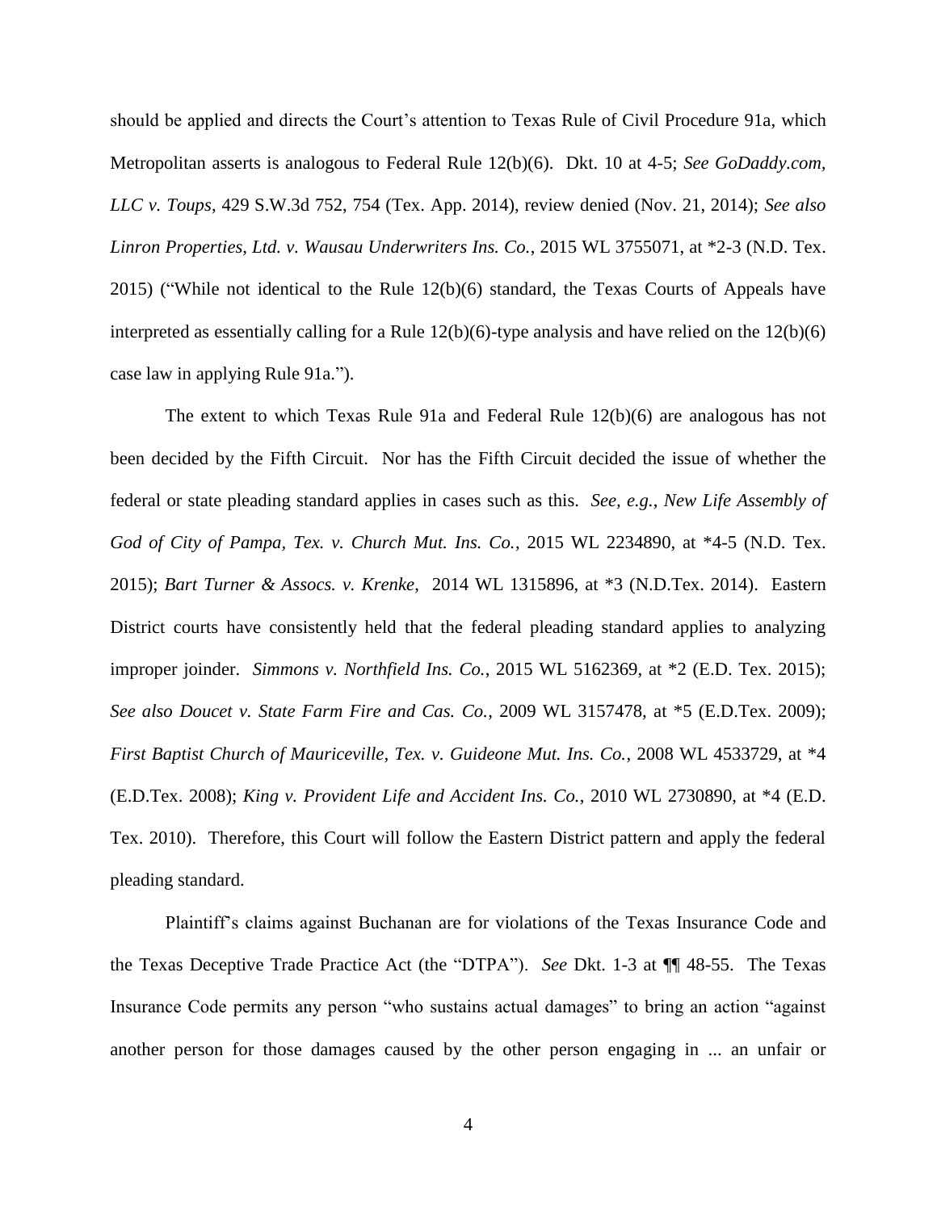should be applied and directs the Court's attention to Texas Rule of Civil Procedure 91a, which Metropolitan asserts is analogous to Federal Rule 12(b)(6). Dkt. 10 at 4-5; *See GoDaddy.com, LLC v. Toups*, 429 S.W.3d 752, 754 (Tex. App. 2014), review denied (Nov. 21, 2014); *See also Linron Properties, Ltd. v. Wausau Underwriters Ins. Co.*, 2015 WL 3755071, at *2-3 (N.D. Tex. 2015) ("While not identical to the Rule 12(b)(6) standard, the Texas Courts of Appeals have interpreted as essentially calling for a Rule 12(b)(6)-type analysis and have relied on the 12(b)(6) case law in applying Rule 91a.").

The extent to which Texas Rule 91a and Federal Rule 12(b)(6) are analogous has not been decided by the Fifth Circuit. Nor has the Fifth Circuit decided the issue of whether the federal or state pleading standard applies in cases such as this. *See, e.g., New Life Assembly of God of City of Pampa, Tex. v. Church Mut. Ins. Co.*, 2015 WL 2234890, at *4-5 (N.D. Tex. 2015); *Bart Turner & Assocs. v. Krenke*, 2014 WL 1315896, at *3 (N.D.Tex. 2014). Eastern District courts have consistently held that the federal pleading standard applies to analyzing improper joinder. *Simmons v. Northfield Ins. Co.*, 2015 WL 5162369, at *2 (E.D. Tex. 2015); *See also Doucet v. State Farm Fire and Cas. Co.*, 2009 WL 3157478, at *5 (E.D.Tex. 2009); *First Baptist Church of Mauriceville, Tex. v. Guideone Mut. Ins. Co.*, 2008 WL 4533729, at *4 (E.D.Tex. 2008); *King v. Provident Life and Accident Ins. Co.*, 2010 WL 2730890, at *4 (E.D. Tex. 2010). Therefore, this Court will follow the Eastern District pattern and apply the federal pleading standard.

Plaintiff's claims against Buchanan are for violations of the Texas Insurance Code and the Texas Deceptive Trade Practice Act (the "DTPA"). *See* Dkt. 1-3 at ¶¶ 48-55. The Texas Insurance Code permits any person "who sustains actual damages" to bring an action "against another person for those damages caused by the other person engaging in ... an unfair or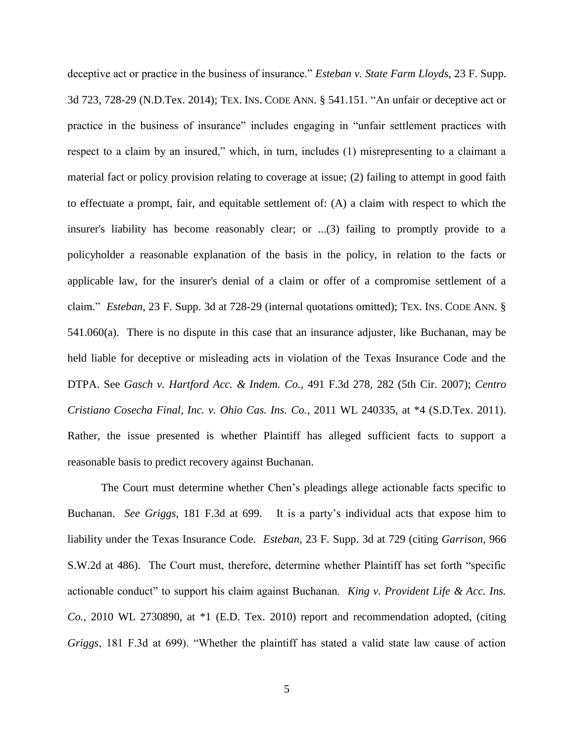deceptive act or practice in the business of insurance." *Esteban v. State Farm Lloyds*, 23 F. Supp. 3d 723, 728-29 (N.D.Tex. 2014); TEX. INS. CODE ANN. § 541.151. "An unfair or deceptive act or practice in the business of insurance" includes engaging in "unfair settlement practices with respect to a claim by an insured," which, in turn, includes (1) misrepresenting to a claimant a material fact or policy provision relating to coverage at issue; (2) failing to attempt in good faith to effectuate a prompt, fair, and equitable settlement of: (A) a claim with respect to which the insurer's liability has become reasonably clear; or ...(3) failing to promptly provide to a policyholder a reasonable explanation of the basis in the policy, in relation to the facts or applicable law, for the insurer's denial of a claim or offer of a compromise settlement of a claim." *Esteban*, 23 F. Supp. 3d at 728-29 (internal quotations omitted); TEX. INS. CODE ANN. § 541.060(a). There is no dispute in this case that an insurance adjuster, like Buchanan, may be held liable for deceptive or misleading acts in violation of the Texas Insurance Code and the DTPA. See *Gasch v. Hartford Acc. & Indem. Co.*, 491 F.3d 278, 282 (5th Cir. 2007); *Centro Cristiano Cosecha Final, Inc. v. Ohio Cas. Ins. Co.*, 2011 WL 240335, at *4 (S.D.Tex. 2011). Rather, the issue presented is whether Plaintiff has alleged sufficient facts to support a reasonable basis to predict recovery against Buchanan.

The Court must determine whether Chen's pleadings allege actionable facts specific to Buchanan. *See Griggs*, 181 F.3d at 699. It is a party's individual acts that expose him to liability under the Texas Insurance Code. *Esteban*, 23 F. Supp. 3d at 729 (citing *Garrison*, 966 S.W.2d at 486). The Court must, therefore, determine whether Plaintiff has set forth "specific actionable conduct" to support his claim against Buchanan. *King v. Provident Life & Acc. Ins. Co.*, 2010 WL 2730890, at *1 (E.D. Tex. 2010) report and recommendation adopted, (citing *Griggs*, 181 F.3d at 699). "Whether the plaintiff has stated a valid state law cause of action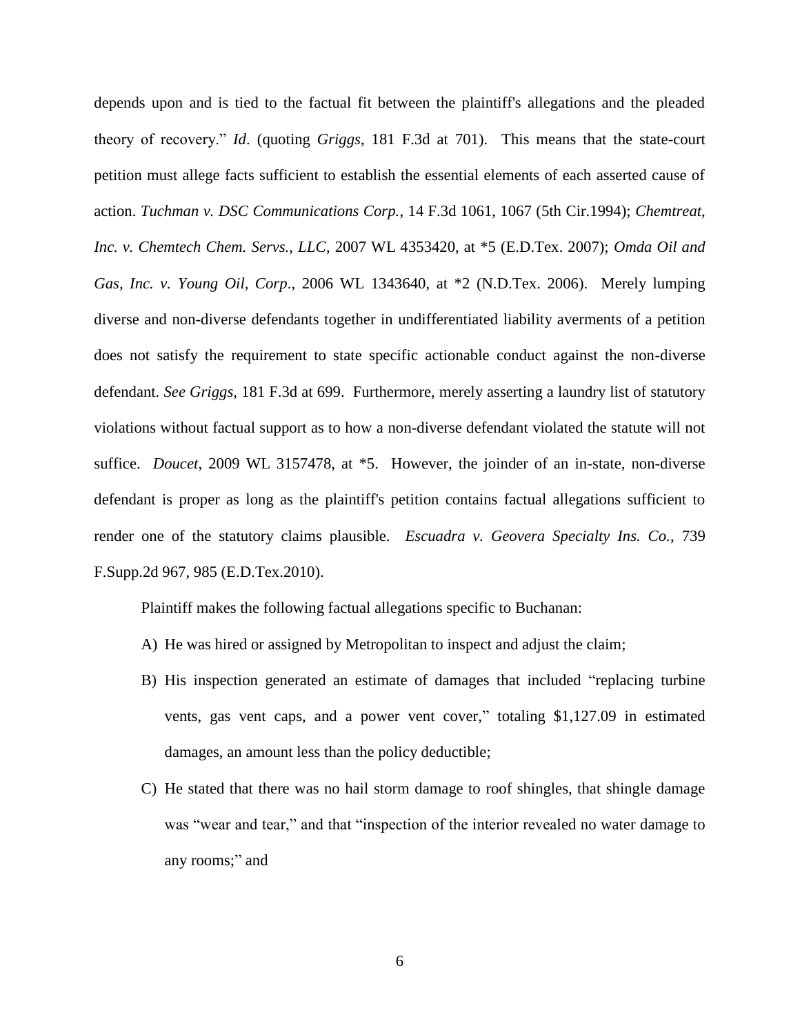depends upon and is tied to the factual fit between the plaintiff's allegations and the pleaded theory of recovery." *Id*. (quoting *Griggs*, 181 F.3d at 701). This means that the state-court petition must allege facts sufficient to establish the essential elements of each asserted cause of action. *Tuchman v. DSC Communications Corp.*, 14 F.3d 1061, 1067 (5th Cir.1994); *Chemtreat, Inc. v. Chemtech Chem. Servs., LLC*, 2007 WL 4353420, at *5 (E.D.Tex. 2007); *Omda Oil and Gas, Inc. v. Young Oil, Corp*., 2006 WL 1343640, at *2 (N.D.Tex. 2006). Merely lumping diverse and non-diverse defendants together in undifferentiated liability averments of a petition does not satisfy the requirement to state specific actionable conduct against the non-diverse defendant. *See Griggs*, 181 F.3d at 699. Furthermore, merely asserting a laundry list of statutory violations without factual support as to how a non-diverse defendant violated the statute will not suffice. *Doucet*, 2009 WL 3157478, at *5. However, the joinder of an in-state, non-diverse defendant is proper as long as the plaintiff's petition contains factual allegations sufficient to render one of the statutory claims plausible. *Escuadra v. Geovera Specialty Ins. Co.*, 739 F.Supp.2d 967, 985 (E.D.Tex.2010).

Plaintiff makes the following factual allegations specific to Buchanan:

A) He was hired or assigned by Metropolitan to inspect and adjust the claim;

B) His inspection generated an estimate of damages that included "replacing turbine vents, gas vent caps, and a power vent cover," totaling $1,127.09 in estimated damages, an amount less than the policy deductible;

C) He stated that there was no hail storm damage to roof shingles, that shingle damage was "wear and tear," and that "inspection of the interior revealed no water damage to any rooms;" and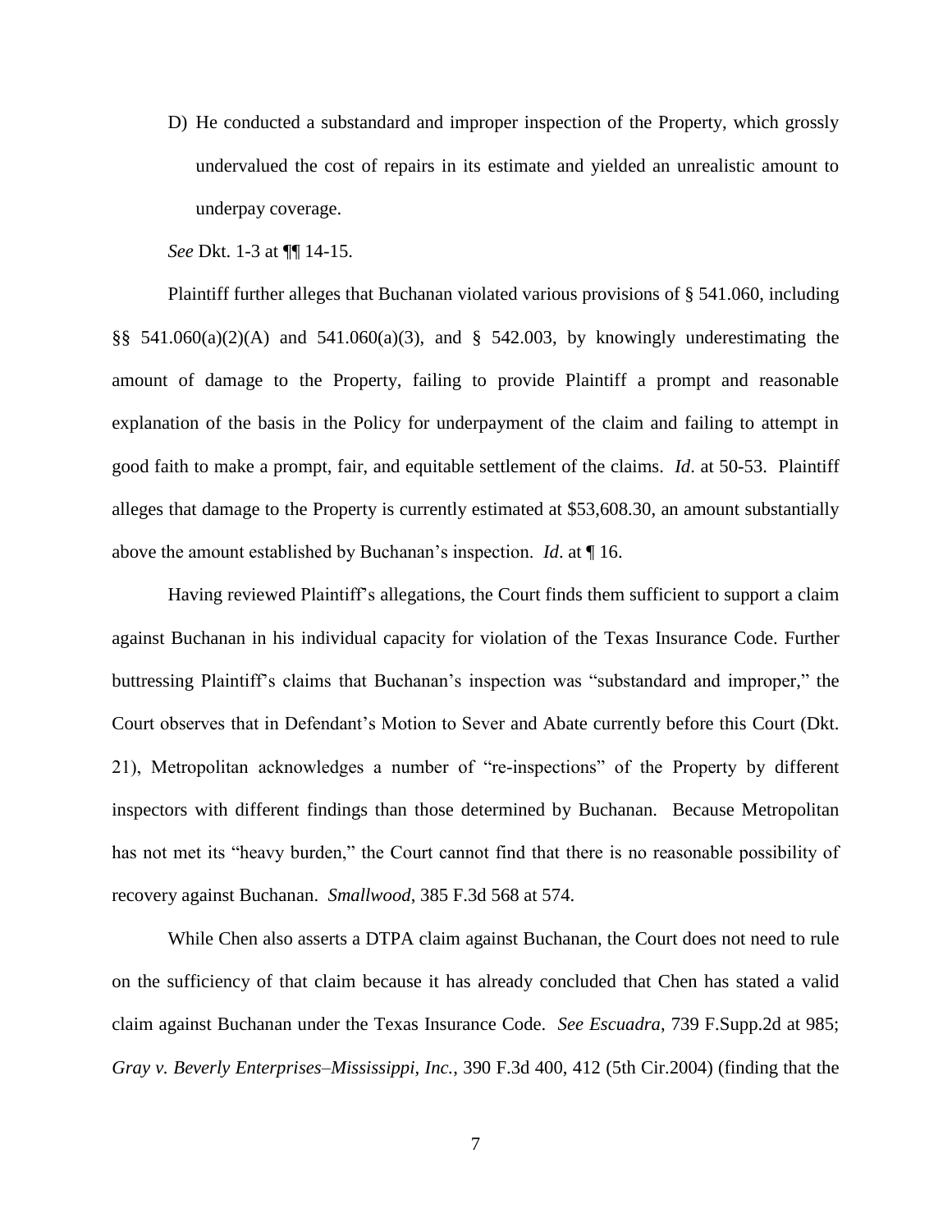D) He conducted a substandard and improper inspection of the Property, which grossly undervalued the cost of repairs in its estimate and yielded an unrealistic amount to underpay coverage.

*See* Dkt. 1-3 at ¶¶ 14-15.

Plaintiff further alleges that Buchanan violated various provisions of § 541.060, including §§ 541.060(a)(2)(A) and 541.060(a)(3), and § 542.003, by knowingly underestimating the amount of damage to the Property, failing to provide Plaintiff a prompt and reasonable explanation of the basis in the Policy for underpayment of the claim and failing to attempt in good faith to make a prompt, fair, and equitable settlement of the claims. *Id*. at 50-53. Plaintiff alleges that damage to the Property is currently estimated at $53,608.30, an amount substantially above the amount established by Buchanan's inspection. *Id*. at ¶ 16.

Having reviewed Plaintiff's allegations, the Court finds them sufficient to support a claim against Buchanan in his individual capacity for violation of the Texas Insurance Code. Further buttressing Plaintiff's claims that Buchanan's inspection was "substandard and improper," the Court observes that in Defendant's Motion to Sever and Abate currently before this Court (Dkt. 21), Metropolitan acknowledges a number of "re-inspections" of the Property by different inspectors with different findings than those determined by Buchanan. Because Metropolitan has not met its "heavy burden," the Court cannot find that there is no reasonable possibility of recovery against Buchanan. *Smallwood*, 385 F.3d 568 at 574.

While Chen also asserts a DTPA claim against Buchanan, the Court does not need to rule on the sufficiency of that claim because it has already concluded that Chen has stated a valid claim against Buchanan under the Texas Insurance Code. *See Escuadra*, 739 F.Supp.2d at 985; *Gray v. Beverly Enterprises–Mississippi, Inc.*, 390 F.3d 400, 412 (5th Cir.2004) (finding that the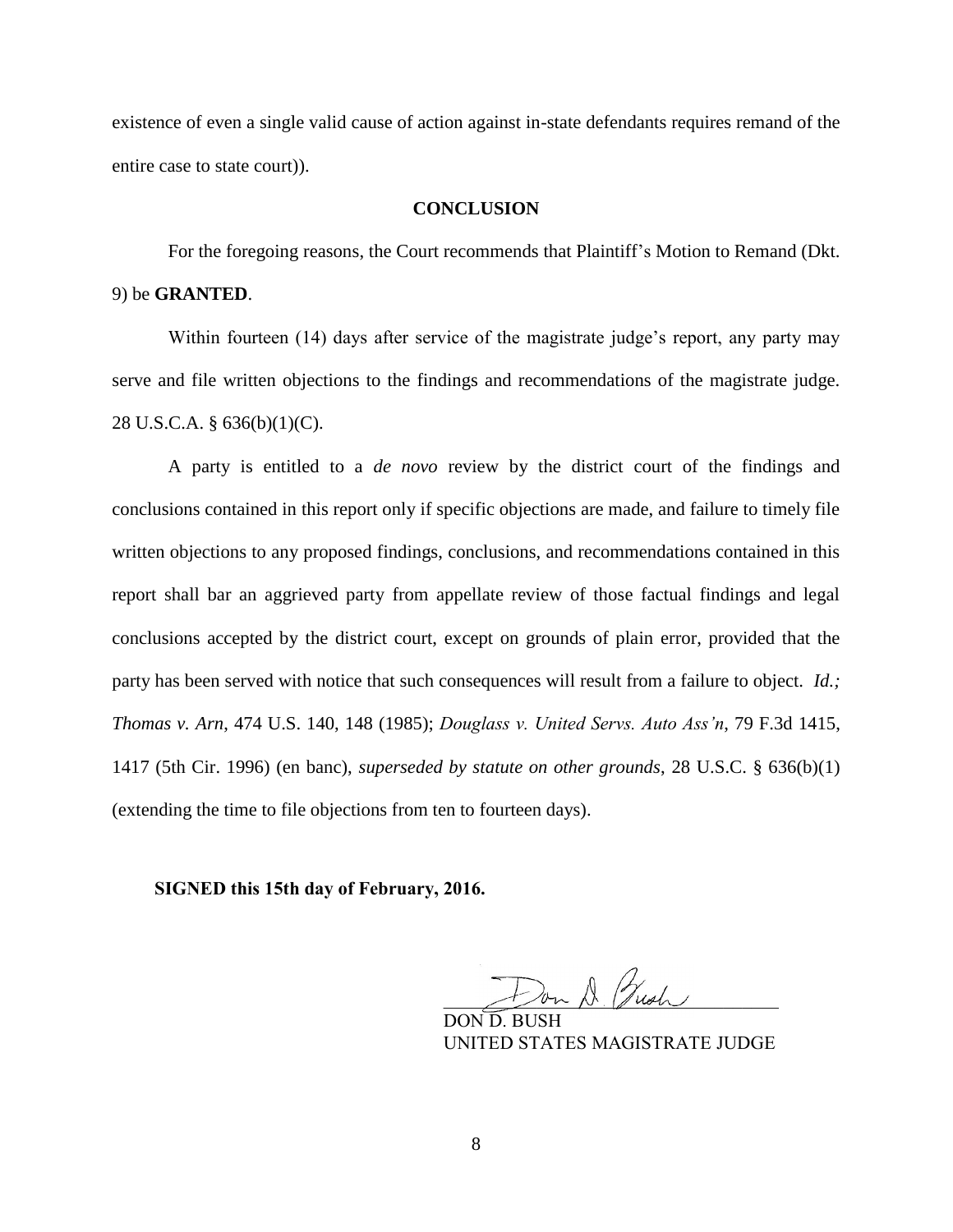existence of even a single valid cause of action against in-state defendants requires remand of the entire case to state court)).

## CONCLUSION

For the foregoing reasons, the Court recommends that Plaintiff's Motion to Remand (Dkt. 9) be **GRANTED**.

Within fourteen (14) days after service of the magistrate judge's report, any party may serve and file written objections to the findings and recommendations of the magistrate judge. 28 U.S.C.A. § 636(b)(1)(C).

A party is entitled to a *de novo* review by the district court of the findings and conclusions contained in this report only if specific objections are made, and failure to timely file written objections to any proposed findings, conclusions, and recommendations contained in this report shall bar an aggrieved party from appellate review of those factual findings and legal conclusions accepted by the district court, except on grounds of plain error, provided that the party has been served with notice that such consequences will result from a failure to object. *Id.; Thomas v. Arn*, 474 U.S. 140, 148 (1985); *Douglass v. United Servs. Auto Ass'n*, 79 F.3d 1415, 1417 (5th Cir. 1996) (en banc), *superseded by statute on other grounds*, 28 U.S.C. § 636(b)(1) (extending the time to file objections from ten to fourteen days).

**SIGNED this 15th day of February, 2016.**

DON D. BUSH
UNITED STATES MAGISTRATE JUDGE